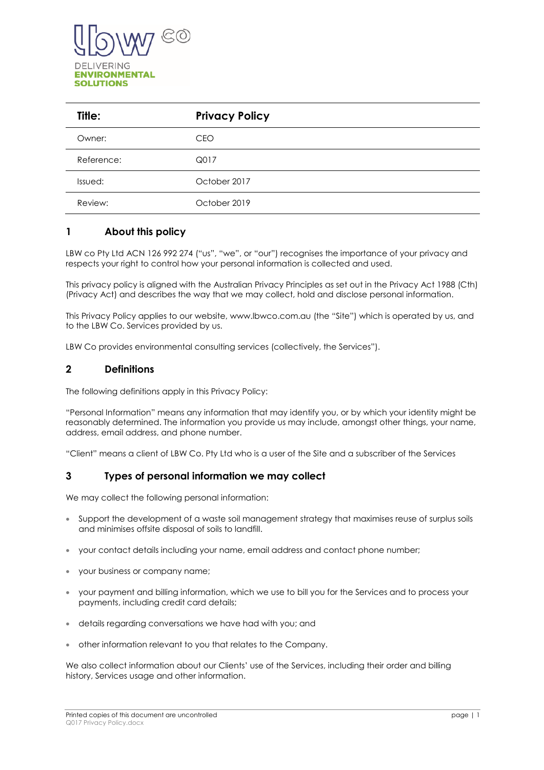DELIVERING
**ENVIRONMENTAL SOLUTIONS**

| **Title:** | **Privacy Policy** |
|---|---|
| Owner: | CEO |
| Reference: | Q017 |
| Issued: | October 2017 |
| Review: | October 2019 |

## 1 About this policy

LBW co Pty Ltd ACN 126 992 274 ("us", "we", or "our") recognises the importance of your privacy and respects your right to control how your personal information is collected and used.

This privacy policy is aligned with the Australian Privacy Principles as set out in the Privacy Act 1988 (Cth) (Privacy Act) and describes the way that we may collect, hold and disclose personal information.

This Privacy Policy applies to our website, www.lbwco.com.au (the "Site") which is operated by us, and to the LBW Co. Services provided by us.

LBW Co provides environmental consulting services (collectively, the Services").

## 2 Definitions

The following definitions apply in this Privacy Policy:

"Personal Information" means any information that may identify you, or by which your identity might be reasonably determined. The information you provide us may include, amongst other things, your name, address, email address, and phone number.

"Client" means a client of LBW Co. Pty Ltd who is a user of the Site and a subscriber of the Services

## 3 Types of personal information we may collect

We may collect the following personal information:

- Support the development of a waste soil management strategy that maximises reuse of surplus soils and minimises offsite disposal of soils to landfill.
- your contact details including your name, email address and contact phone number;
- your business or company name;
- your payment and billing information, which we use to bill you for the Services and to process your payments, including credit card details;
- details regarding conversations we have had with you; and
- other information relevant to you that relates to the Company.

We also collect information about our Clients' use of the Services, including their order and billing history, Services usage and other information.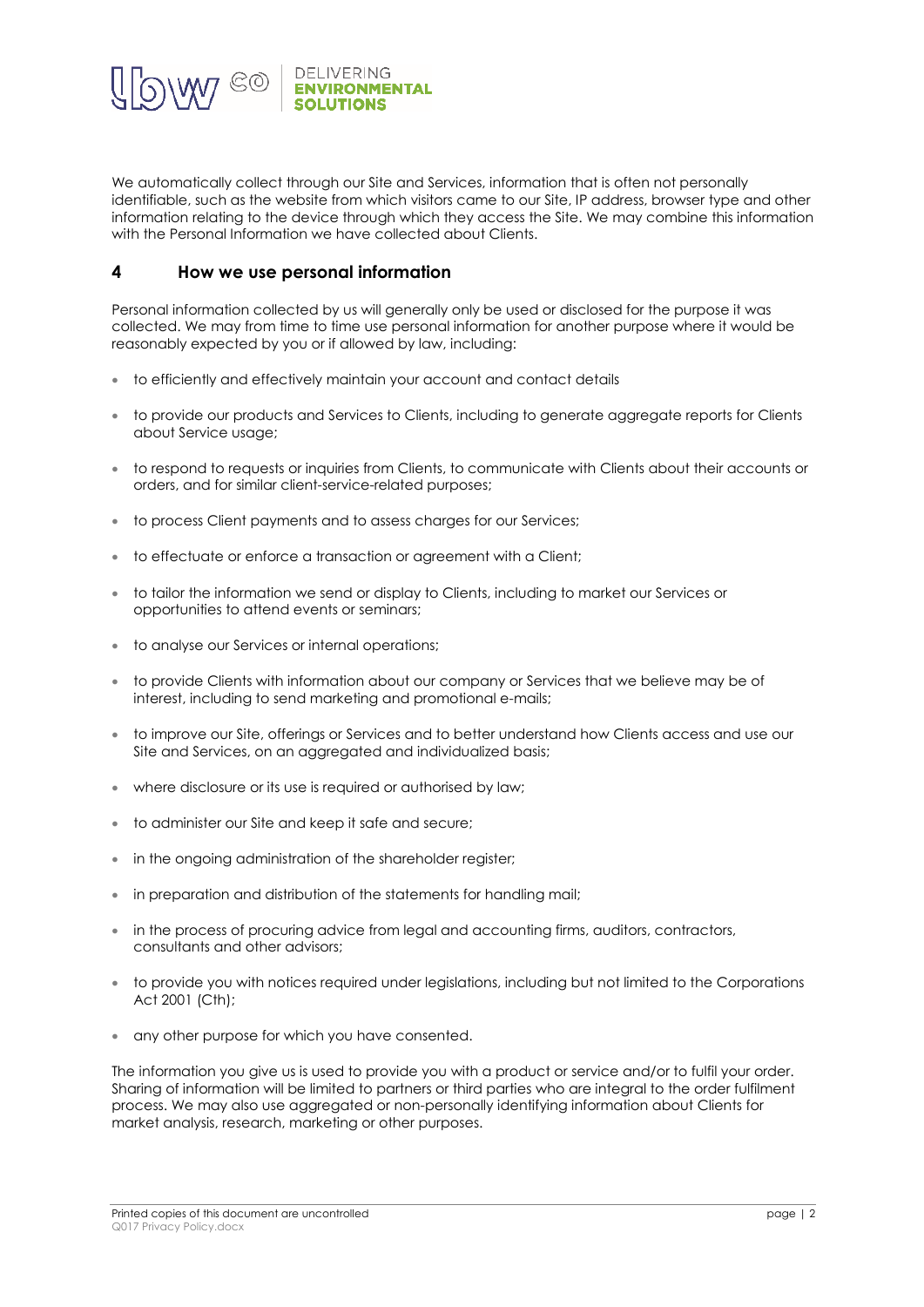We automatically collect through our Site and Services, information that is often not personally identifiable, such as the website from which visitors came to our Site, IP address, browser type and other information relating to the device through which they access the Site. We may combine this information with the Personal Information we have collected about Clients.

## 4 How we use personal information

Personal information collected by us will generally only be used or disclosed for the purpose it was collected. We may from time to time use personal information for another purpose where it would be reasonably expected by you or if allowed by law, including:

- to efficiently and effectively maintain your account and contact details
- to provide our products and Services to Clients, including to generate aggregate reports for Clients about Service usage;
- to respond to requests or inquiries from Clients, to communicate with Clients about their accounts or orders, and for similar client-service-related purposes;
- to process Client payments and to assess charges for our Services;
- to effectuate or enforce a transaction or agreement with a Client;
- to tailor the information we send or display to Clients, including to market our Services or opportunities to attend events or seminars;
- to analyse our Services or internal operations;
- to provide Clients with information about our company or Services that we believe may be of interest, including to send marketing and promotional e-mails;
- to improve our Site, offerings or Services and to better understand how Clients access and use our Site and Services, on an aggregated and individualized basis;
- where disclosure or its use is required or authorised by law;
- to administer our Site and keep it safe and secure;
- in the ongoing administration of the shareholder register;
- in preparation and distribution of the statements for handling mail;
- in the process of procuring advice from legal and accounting firms, auditors, contractors, consultants and other advisors;
- to provide you with notices required under legislations, including but not limited to the Corporations Act 2001 (Cth);
- any other purpose for which you have consented.

The information you give us is used to provide you with a product or service and/or to fulfil your order. Sharing of information will be limited to partners or third parties who are integral to the order fulfilment process. We may also use aggregated or non-personally identifying information about Clients for market analysis, research, marketing or other purposes.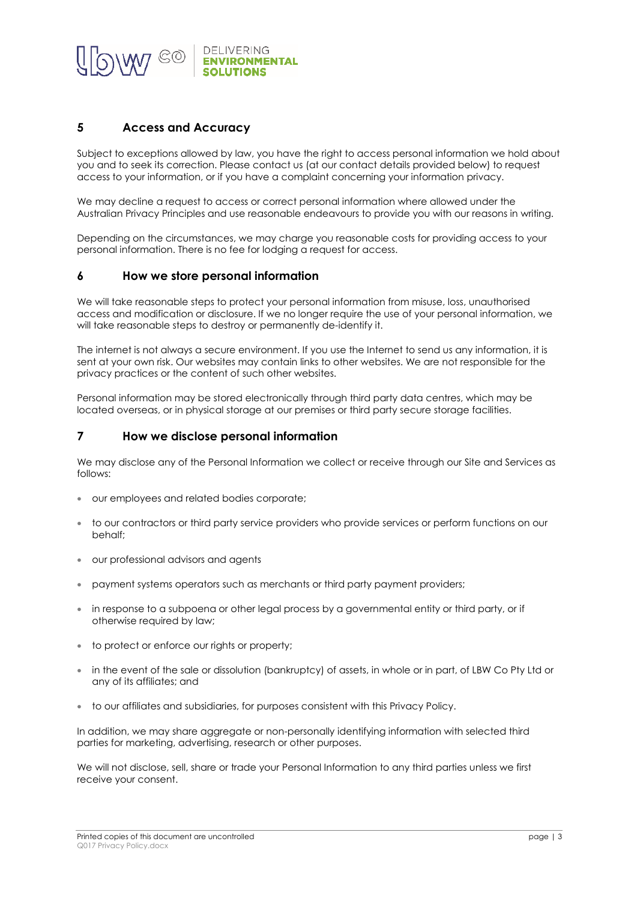## 5 Access and Accuracy

Subject to exceptions allowed by law, you have the right to access personal information we hold about you and to seek its correction. Please contact us (at our contact details provided below) to request access to your information, or if you have a complaint concerning your information privacy.

We may decline a request to access or correct personal information where allowed under the Australian Privacy Principles and use reasonable endeavours to provide you with our reasons in writing.

Depending on the circumstances, we may charge you reasonable costs for providing access to your personal information. There is no fee for lodging a request for access.

## 6 How we store personal information

We will take reasonable steps to protect your personal information from misuse, loss, unauthorised access and modification or disclosure. If we no longer require the use of your personal information, we will take reasonable steps to destroy or permanently de-identify it.

The internet is not always a secure environment. If you use the Internet to send us any information, it is sent at your own risk. Our websites may contain links to other websites. We are not responsible for the privacy practices or the content of such other websites.

Personal information may be stored electronically through third party data centres, which may be located overseas, or in physical storage at our premises or third party secure storage facilities.

## 7 How we disclose personal information

We may disclose any of the Personal Information we collect or receive through our Site and Services as follows:

- our employees and related bodies corporate;
- to our contractors or third party service providers who provide services or perform functions on our behalf;
- our professional advisors and agents
- payment systems operators such as merchants or third party payment providers;
- in response to a subpoena or other legal process by a governmental entity or third party, or if otherwise required by law;
- to protect or enforce our rights or property;
- in the event of the sale or dissolution (bankruptcy) of assets, in whole or in part, of LBW Co Pty Ltd or any of its affiliates; and
- to our affiliates and subsidiaries, for purposes consistent with this Privacy Policy.

In addition, we may share aggregate or non-personally identifying information with selected third parties for marketing, advertising, research or other purposes.

We will not disclose, sell, share or trade your Personal Information to any third parties unless we first receive your consent.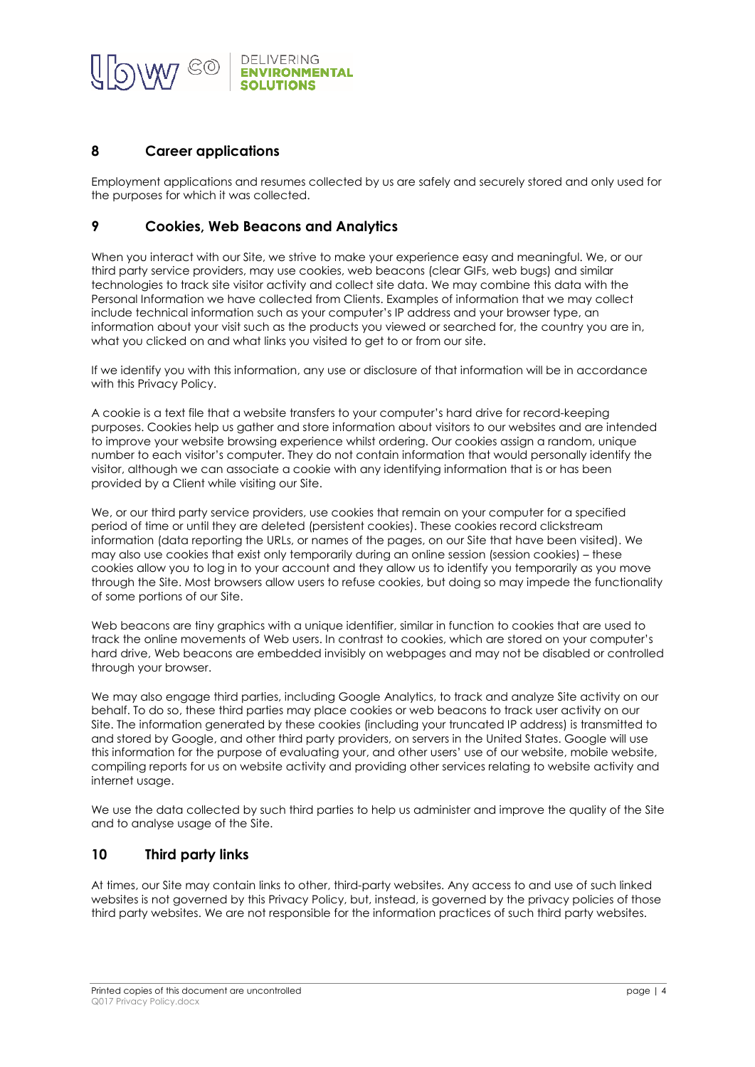## 8 Career applications

Employment applications and resumes collected by us are safely and securely stored and only used for the purposes for which it was collected.

## 9 Cookies, Web Beacons and Analytics

When you interact with our Site, we strive to make your experience easy and meaningful. We, or our third party service providers, may use cookies, web beacons (clear GIFs, web bugs) and similar technologies to track site visitor activity and collect site data. We may combine this data with the Personal Information we have collected from Clients. Examples of information that we may collect include technical information such as your computer's IP address and your browser type, an information about your visit such as the products you viewed or searched for, the country you are in, what you clicked on and what links you visited to get to or from our site.

If we identify you with this information, any use or disclosure of that information will be in accordance with this Privacy Policy.

A cookie is a text file that a website transfers to your computer's hard drive for record-keeping purposes. Cookies help us gather and store information about visitors to our websites and are intended to improve your website browsing experience whilst ordering. Our cookies assign a random, unique number to each visitor's computer. They do not contain information that would personally identify the visitor, although we can associate a cookie with any identifying information that is or has been provided by a Client while visiting our Site.

We, or our third party service providers, use cookies that remain on your computer for a specified period of time or until they are deleted (persistent cookies). These cookies record clickstream information (data reporting the URLs, or names of the pages, on our Site that have been visited). We may also use cookies that exist only temporarily during an online session (session cookies) – these cookies allow you to log in to your account and they allow us to identify you temporarily as you move through the Site. Most browsers allow users to refuse cookies, but doing so may impede the functionality of some portions of our Site.

Web beacons are tiny graphics with a unique identifier, similar in function to cookies that are used to track the online movements of Web users. In contrast to cookies, which are stored on your computer's hard drive, Web beacons are embedded invisibly on webpages and may not be disabled or controlled through your browser.

We may also engage third parties, including Google Analytics, to track and analyze Site activity on our behalf. To do so, these third parties may place cookies or web beacons to track user activity on our Site. The information generated by these cookies (including your truncated IP address) is transmitted to and stored by Google, and other third party providers, on servers in the United States. Google will use this information for the purpose of evaluating your, and other users' use of our website, mobile website, compiling reports for us on website activity and providing other services relating to website activity and internet usage.

We use the data collected by such third parties to help us administer and improve the quality of the Site and to analyse usage of the Site.

## 10 Third party links

At times, our Site may contain links to other, third-party websites. Any access to and use of such linked websites is not governed by this Privacy Policy, but, instead, is governed by the privacy policies of those third party websites. We are not responsible for the information practices of such third party websites.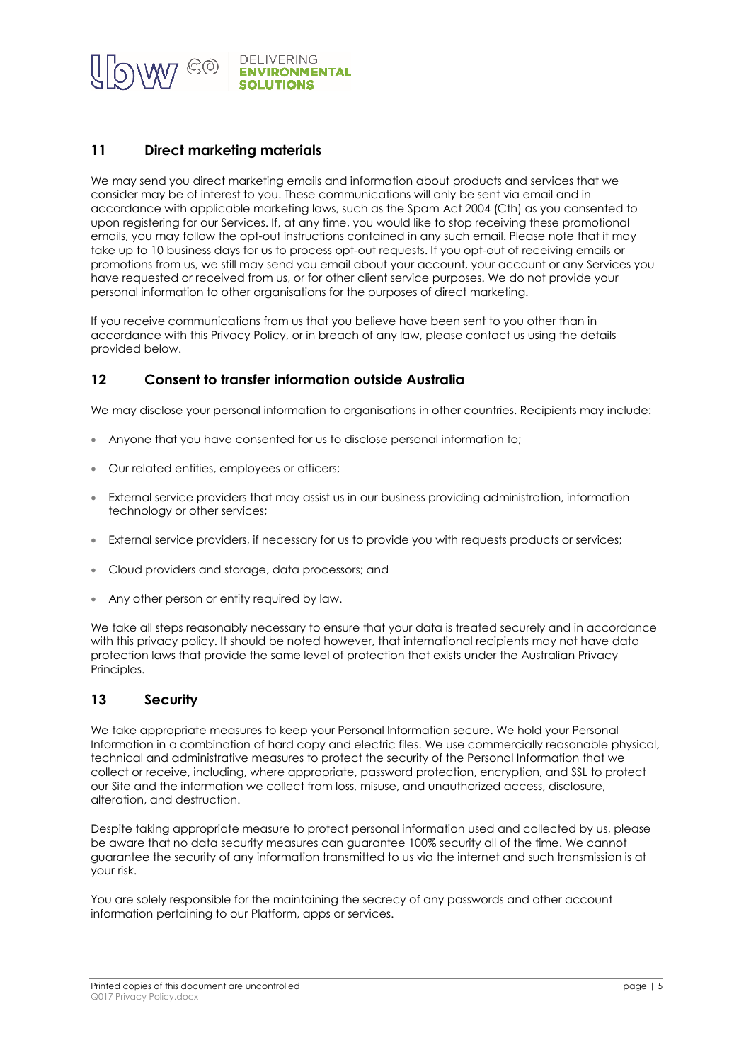## 11 Direct marketing materials

We may send you direct marketing emails and information about products and services that we consider may be of interest to you. These communications will only be sent via email and in accordance with applicable marketing laws, such as the Spam Act 2004 (Cth) as you consented to upon registering for our Services. If, at any time, you would like to stop receiving these promotional emails, you may follow the opt-out instructions contained in any such email. Please note that it may take up to 10 business days for us to process opt-out requests. If you opt-out of receiving emails or promotions from us, we still may send you email about your account, your account or any Services you have requested or received from us, or for other client service purposes. We do not provide your personal information to other organisations for the purposes of direct marketing.

If you receive communications from us that you believe have been sent to you other than in accordance with this Privacy Policy, or in breach of any law, please contact us using the details provided below.

## 12 Consent to transfer information outside Australia

We may disclose your personal information to organisations in other countries. Recipients may include:

- Anyone that you have consented for us to disclose personal information to;
- Our related entities, employees or officers;
- External service providers that may assist us in our business providing administration, information technology or other services;
- External service providers, if necessary for us to provide you with requests products or services;
- Cloud providers and storage, data processors; and
- Any other person or entity required by law.

We take all steps reasonably necessary to ensure that your data is treated securely and in accordance with this privacy policy. It should be noted however, that international recipients may not have data protection laws that provide the same level of protection that exists under the Australian Privacy Principles.

## 13 Security

We take appropriate measures to keep your Personal Information secure. We hold your Personal Information in a combination of hard copy and electric files. We use commercially reasonable physical, technical and administrative measures to protect the security of the Personal Information that we collect or receive, including, where appropriate, password protection, encryption, and SSL to protect our Site and the information we collect from loss, misuse, and unauthorized access, disclosure, alteration, and destruction.

Despite taking appropriate measure to protect personal information used and collected by us, please be aware that no data security measures can guarantee 100% security all of the time. We cannot guarantee the security of any information transmitted to us via the internet and such transmission is at your risk.

You are solely responsible for the maintaining the secrecy of any passwords and other account information pertaining to our Platform, apps or services.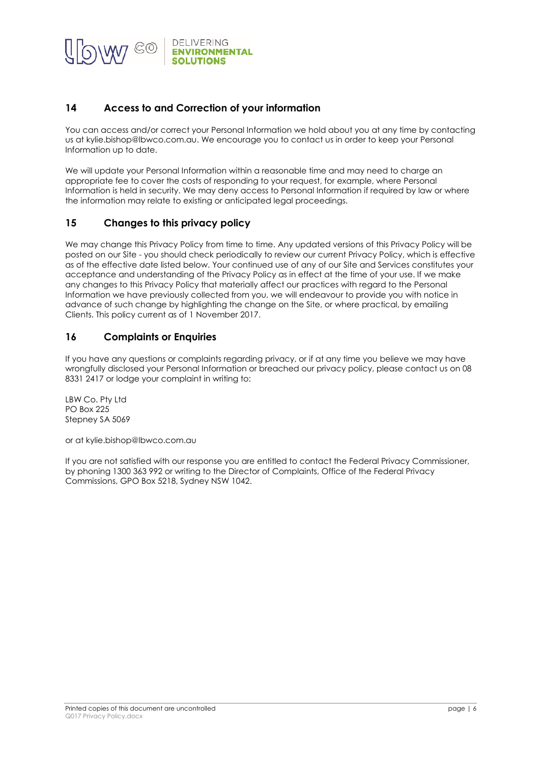## 14 Access to and Correction of your information

You can access and/or correct your Personal Information we hold about you at any time by contacting us at kylie.bishop@lbwco.com.au. We encourage you to contact us in order to keep your Personal Information up to date.

We will update your Personal Information within a reasonable time and may need to charge an appropriate fee to cover the costs of responding to your request, for example, where Personal Information is held in security. We may deny access to Personal Information if required by law or where the information may relate to existing or anticipated legal proceedings.

## 15 Changes to this privacy policy

We may change this Privacy Policy from time to time. Any updated versions of this Privacy Policy will be posted on our Site - you should check periodically to review our current Privacy Policy, which is effective as of the effective date listed below. Your continued use of any of our Site and Services constitutes your acceptance and understanding of the Privacy Policy as in effect at the time of your use. If we make any changes to this Privacy Policy that materially affect our practices with regard to the Personal Information we have previously collected from you, we will endeavour to provide you with notice in advance of such change by highlighting the change on the Site, or where practical, by emailing Clients. This policy current as of 1 November 2017.

## 16 Complaints or Enquiries

If you have any questions or complaints regarding privacy, or if at any time you believe we may have wrongfully disclosed your Personal Information or breached our privacy policy, please contact us on 08 8331 2417 or lodge your complaint in writing to:

LBW Co. Pty Ltd
PO Box 225
Stepney SA 5069

or at kylie.bishop@lbwco.com.au

If you are not satisfied with our response you are entitled to contact the Federal Privacy Commissioner, by phoning 1300 363 992 or writing to the Director of Complaints, Office of the Federal Privacy Commissions, GPO Box 5218, Sydney NSW 1042.